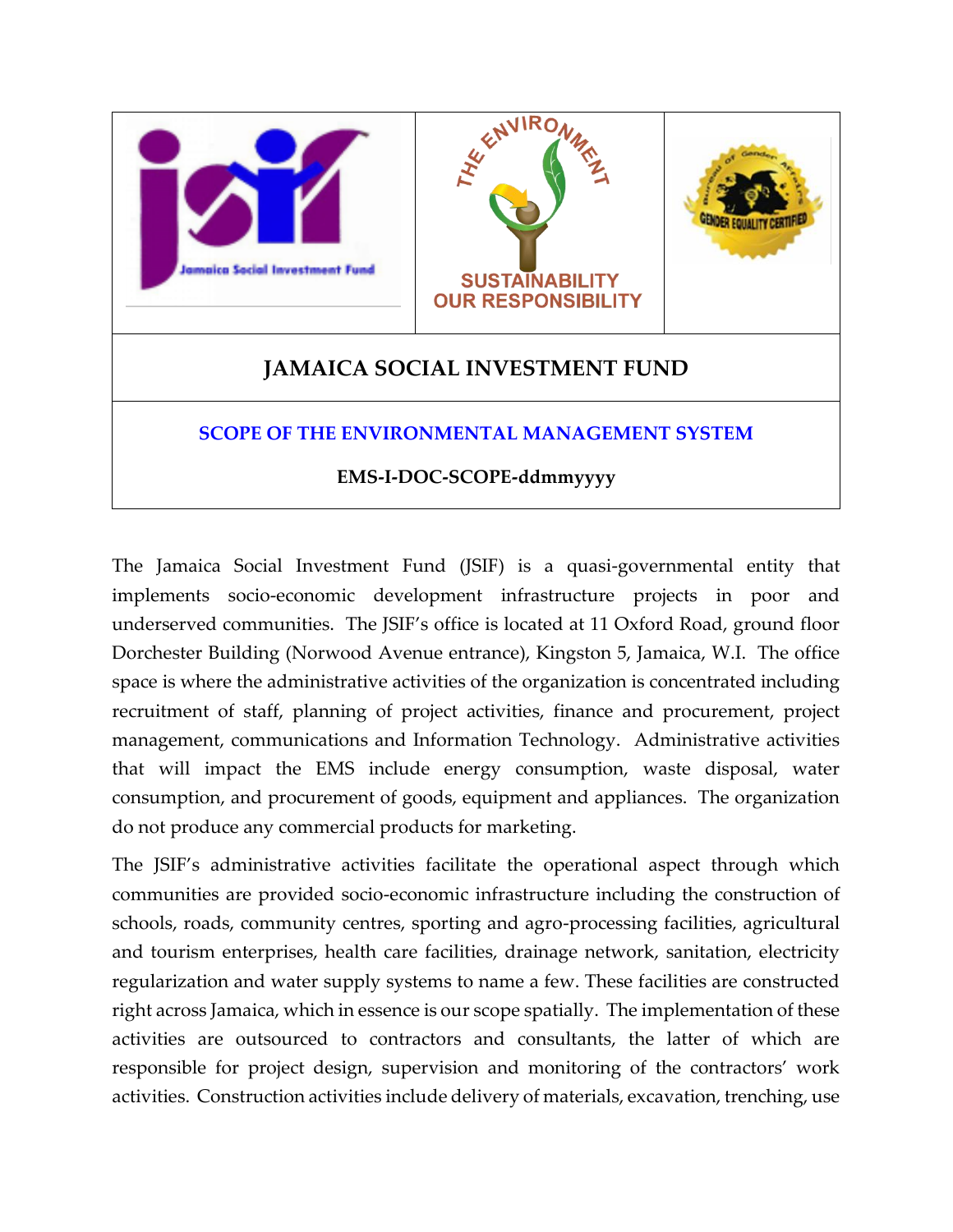# JAMAICA SOCIAL INVESTMENT FUND

## SCOPE OF THE ENVIRONMENTAL MANAGEMENT SYSTEM

**EMS-I-DOC-SCOPE-ddmmyyyy**

The Jamaica Social Investment Fund (JSIF) is a quasi-governmental entity that implements socio-economic development infrastructure projects in poor and underserved communities. The JSIF's office is located at 11 Oxford Road, ground floor Dorchester Building (Norwood Avenue entrance), Kingston 5, Jamaica, W.I. The office space is where the administrative activities of the organization is concentrated including recruitment of staff, planning of project activities, finance and procurement, project management, communications and Information Technology. Administrative activities that will impact the EMS include energy consumption, waste disposal, water consumption, and procurement of goods, equipment and appliances. The organization do not produce any commercial products for marketing.

The JSIF's administrative activities facilitate the operational aspect through which communities are provided socio-economic infrastructure including the construction of schools, roads, community centres, sporting and agro-processing facilities, agricultural and tourism enterprises, health care facilities, drainage network, sanitation, electricity regularization and water supply systems to name a few. These facilities are constructed right across Jamaica, which in essence is our scope spatially. The implementation of these activities are outsourced to contractors and consultants, the latter of which are responsible for project design, supervision and monitoring of the contractors' work activities. Construction activities include delivery of materials, excavation, trenching, use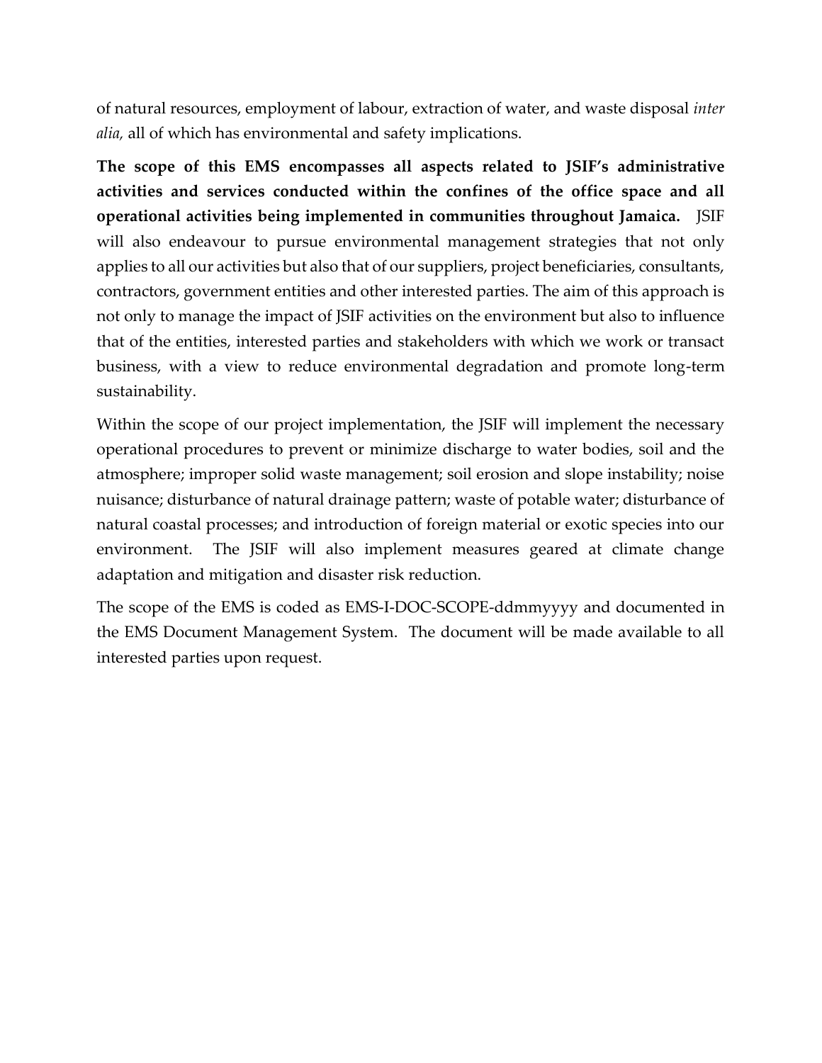of natural resources, employment of labour, extraction of water, and waste disposal *inter alia,* all of which has environmental and safety implications.

**The scope of this EMS encompasses all aspects related to JSIF's administrative activities and services conducted within the confines of the office space and all operational activities being implemented in communities throughout Jamaica.** JSIF will also endeavour to pursue environmental management strategies that not only applies to all our activities but also that of our suppliers, project beneficiaries, consultants, contractors, government entities and other interested parties. The aim of this approach is not only to manage the impact of JSIF activities on the environment but also to influence that of the entities, interested parties and stakeholders with which we work or transact business, with a view to reduce environmental degradation and promote long-term sustainability.

Within the scope of our project implementation, the JSIF will implement the necessary operational procedures to prevent or minimize discharge to water bodies, soil and the atmosphere; improper solid waste management; soil erosion and slope instability; noise nuisance; disturbance of natural drainage pattern; waste of potable water; disturbance of natural coastal processes; and introduction of foreign material or exotic species into our environment. The JSIF will also implement measures geared at climate change adaptation and mitigation and disaster risk reduction.

The scope of the EMS is coded as EMS-I-DOC-SCOPE-ddmmyyyy and documented in the EMS Document Management System. The document will be made available to all interested parties upon request.